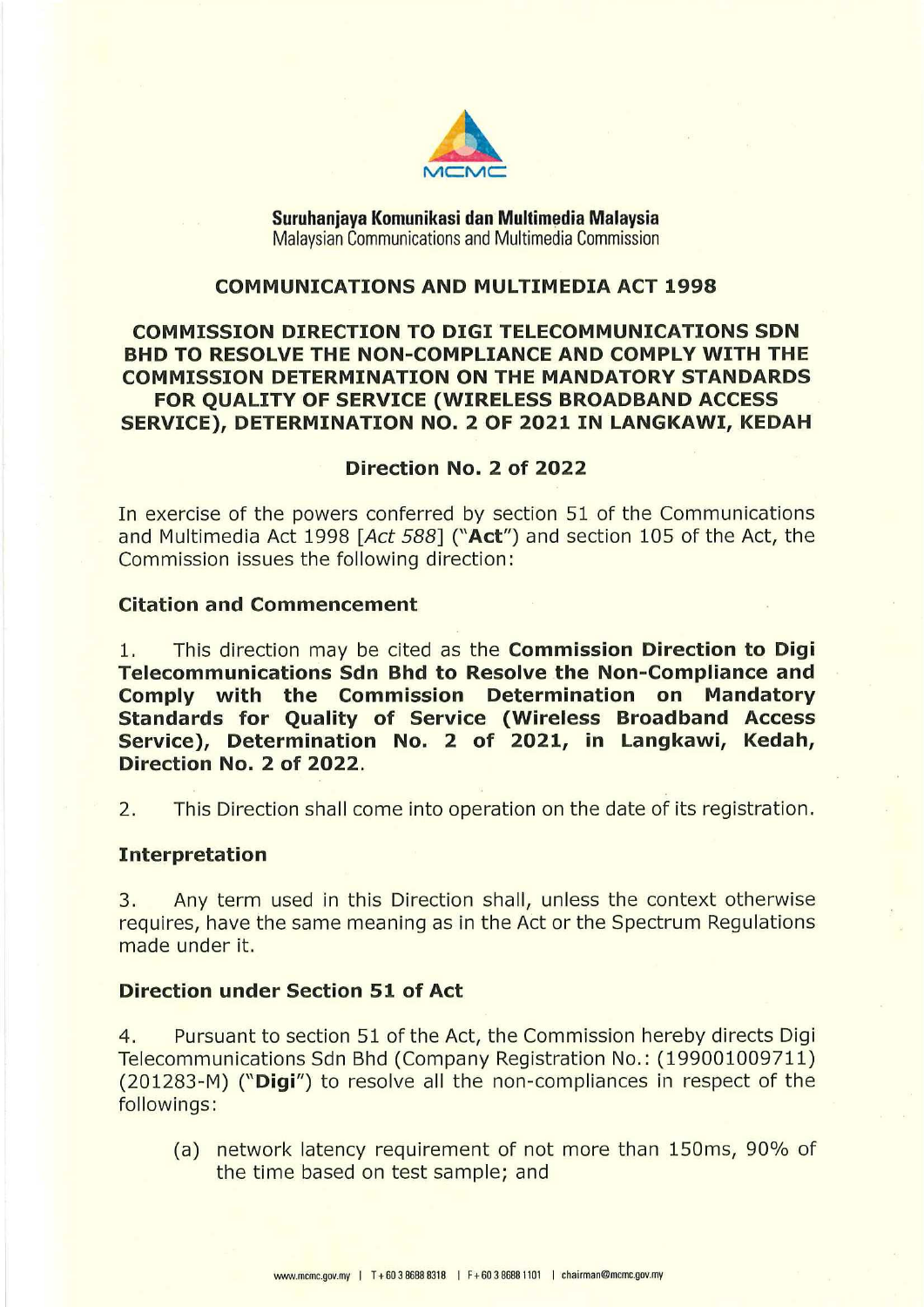**Suruhanjaya Komunikasi dan Multimedia Malaysia**
Malaysian Communications and Multimedia Commission

# COMMUNICATIONS AND MULTIMEDIA ACT 1998

## COMMISSION DIRECTION TO DIGI TELECOMMUNICATIONS SDN BHD TO RESOLVE THE NON-COMPLIANCE AND COMPLY WITH THE COMMISSION DETERMINATION ON THE MANDATORY STANDARDS FOR QUALITY OF SERVICE (WIRELESS BROADBAND ACCESS SERVICE), DETERMINATION NO. 2 OF 2021 IN LANGKAWI, KEDAH

## Direction No. 2 of 2022

In exercise of the powers conferred by section 51 of the Communications and Multimedia Act 1998 [*Act 588*] ("**Act**") and section 105 of the Act, the Commission issues the following direction:

### Citation and Commencement

1. This direction may be cited as the **Commission Direction to Digi Telecommunications Sdn Bhd to Resolve the Non-Compliance and Comply with the Commission Determination on Mandatory Standards for Quality of Service (Wireless Broadband Access Service), Determination No. 2 of 2021, in Langkawi, Kedah, Direction No. 2 of 2022**.

2. This Direction shall come into operation on the date of its registration.

### Interpretation

3. Any term used in this Direction shall, unless the context otherwise requires, have the same meaning as in the Act or the Spectrum Regulations made under it.

### Direction under Section 51 of Act

4. Pursuant to section 51 of the Act, the Commission hereby directs Digi Telecommunications Sdn Bhd (Company Registration No.: (199001009711) (201283-M) ("**Digi**") to resolve all the non-compliances in respect of the followings:

   (a) network latency requirement of not more than 150ms, 90% of the time based on test sample; and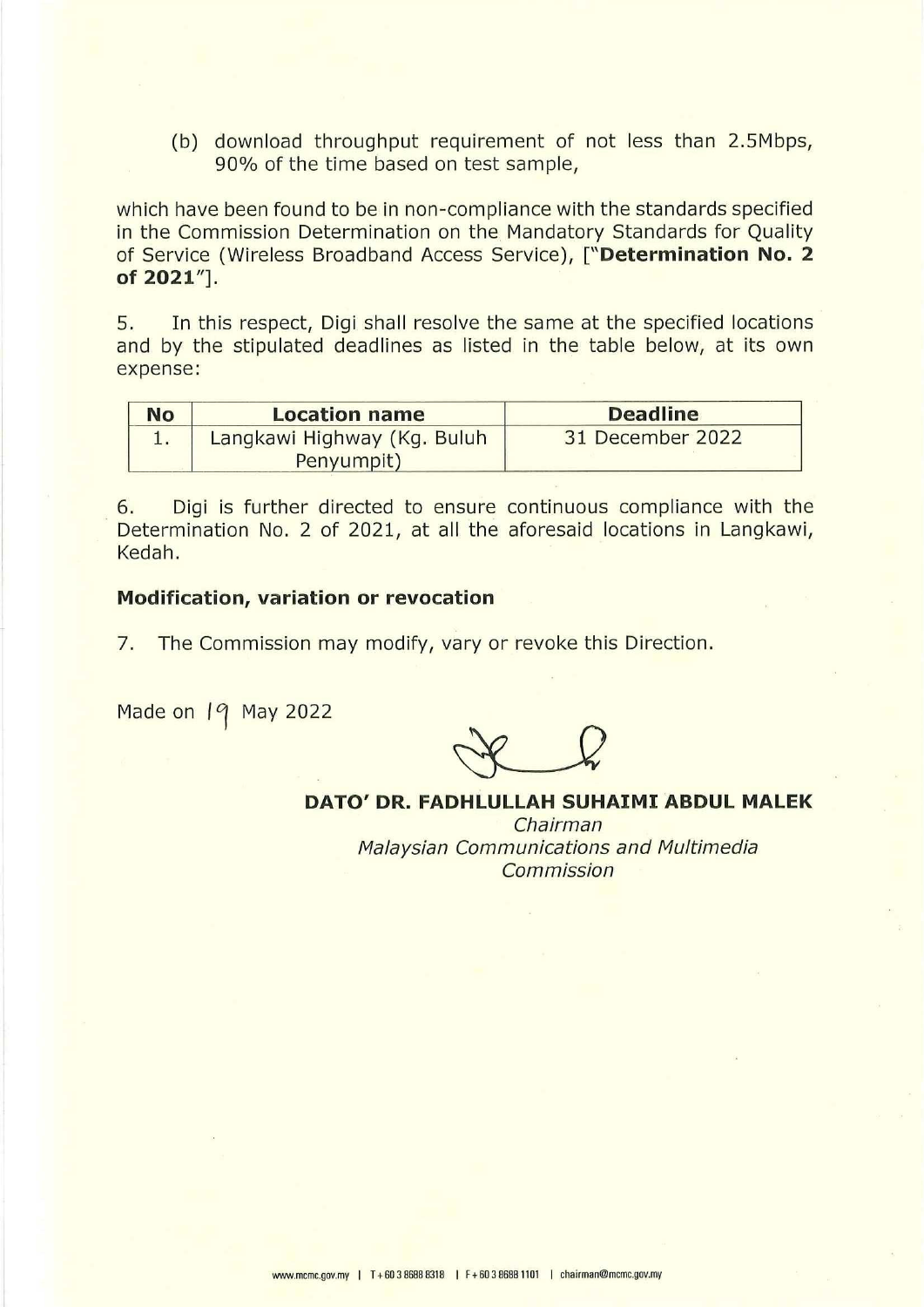(b) download throughput requirement of not less than 2.5Mbps, 90% of the time based on test sample,

which have been found to be in non-compliance with the standards specified in the Commission Determination on the Mandatory Standards for Quality of Service (Wireless Broadband Access Service), ["**Determination No. 2 of 2021**"].

5. In this respect, Digi shall resolve the same at the specified locations and by the stipulated deadlines as listed in the table below, at its own expense:

| No | Location name | Deadline |
|---|---|---|
| 1. | Langkawi Highway (Kg. Buluh Penyumpit) | 31 December 2022 |

6. Digi is further directed to ensure continuous compliance with the Determination No. 2 of 2021, at all the aforesaid locations in Langkawi, Kedah.

**Modification, variation or revocation**

7. The Commission may modify, vary or revoke this Direction.

Made on 19 May 2022

**DATO' DR. FADHLULLAH SUHAIMI ABDUL MALEK**
*Chairman*
*Malaysian Communications and Multimedia Commission*

www.mcmc.gov.my | T +60 3 8688 8318 | F +60 3 8688 1101 | chairman@mcmc.gov.my